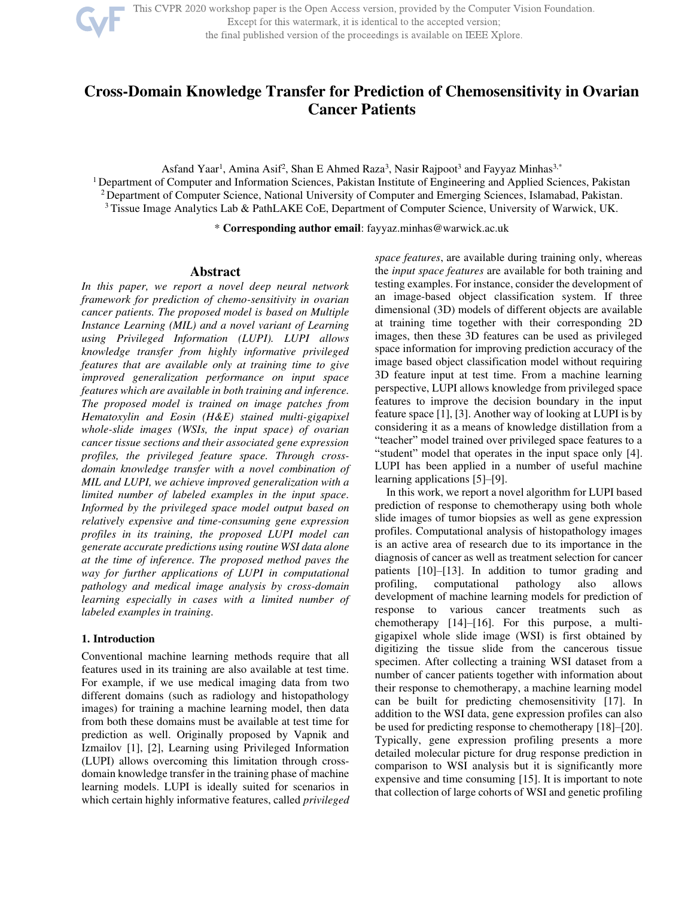# Cross-Domain Knowledge Transfer for Prediction of Chemosensitivity in Ovarian Cancer Patients

Asfand Yaar[1], Amina Asif[2], Shan E Ahmed Raza[3], Nasir Rajpoot[3] and Fayyaz Minhas[3,*]

[1] Department of Computer and Information Sciences, Pakistan Institute of Engineering and Applied Sciences, Pakistan
[2] Department of Computer Science, National University of Computer and Emerging Sciences, Islamabad, Pakistan.
[3] Tissue Image Analytics Lab & PathLAKE CoE, Department of Computer Science, University of Warwick, UK.

\* **Corresponding author email**: fayyaz.minhas@warwick.ac.uk

## Abstract

*In this paper, we report a novel deep neural network framework for prediction of chemo-sensitivity in ovarian cancer patients. The proposed model is based on Multiple Instance Learning (MIL) and a novel variant of Learning using Privileged Information (LUPI). LUPI allows knowledge transfer from highly informative privileged features that are available only at training time to give improved generalization performance on input space features which are available in both training and inference. The proposed model is trained on image patches from Hematoxylin and Eosin (H&E) stained multi-gigapixel whole-slide images (WSIs, the input space) of ovarian cancer tissue sections and their associated gene expression profiles, the privileged feature space. Through cross-domain knowledge transfer with a novel combination of MIL and LUPI, we achieve improved generalization with a limited number of labeled examples in the input space. Informed by the privileged space model output based on relatively expensive and time-consuming gene expression profiles in its training, the proposed LUPI model can generate accurate predictions using routine WSI data alone at the time of inference. The proposed method paves the way for further applications of LUPI in computational pathology and medical image analysis by cross-domain learning especially in cases with a limited number of labeled examples in training.*

### 1. Introduction

Conventional machine learning methods require that all features used in its training are also available at test time. For example, if we use medical imaging data from two different domains (such as radiology and histopathology images) for training a machine learning model, then data from both these domains must be available at test time for prediction as well. Originally proposed by Vapnik and Izmailov [1], [2], Learning using Privileged Information (LUPI) allows overcoming this limitation through cross-domain knowledge transfer in the training phase of machine learning models. LUPI is ideally suited for scenarios in which certain highly informative features, called *privileged space features*, are available during training only, whereas the *input space features* are available for both training and testing examples. For instance, consider the development of an image-based object classification system. If three dimensional (3D) models of different objects are available at training time together with their corresponding 2D images, then these 3D features can be used as privileged space information for improving prediction accuracy of the image based object classification model without requiring 3D feature input at test time. From a machine learning perspective, LUPI allows knowledge from privileged space features to improve the decision boundary in the input feature space [1], [3]. Another way of looking at LUPI is by considering it as a means of knowledge distillation from a "teacher" model trained over privileged space features to a "student" model that operates in the input space only [4]. LUPI has been applied in a number of useful machine learning applications [5]–[9].

In this work, we report a novel algorithm for LUPI based prediction of response to chemotherapy using both whole slide images of tumor biopsies as well as gene expression profiles. Computational analysis of histopathology images is an active area of research due to its importance in the diagnosis of cancer as well as treatment selection for cancer patients [10]–[13]. In addition to tumor grading and profiling, computational pathology also allows development of machine learning models for prediction of response to various cancer treatments such as chemotherapy [14]–[16]. For this purpose, a multi-gigapixel whole slide image (WSI) is first obtained by digitizing the tissue slide from the cancerous tissue specimen. After collecting a training WSI dataset from a number of cancer patients together with information about their response to chemotherapy, a machine learning model can be built for predicting chemosensitivity [17]. In addition to the WSI data, gene expression profiles can also be used for predicting response to chemotherapy [18]–[20]. Typically, gene expression profiling presents a more detailed molecular picture for drug response prediction in comparison to WSI analysis but it is significantly more expensive and time consuming [15]. It is important to note that collection of large cohorts of WSI and genetic profiling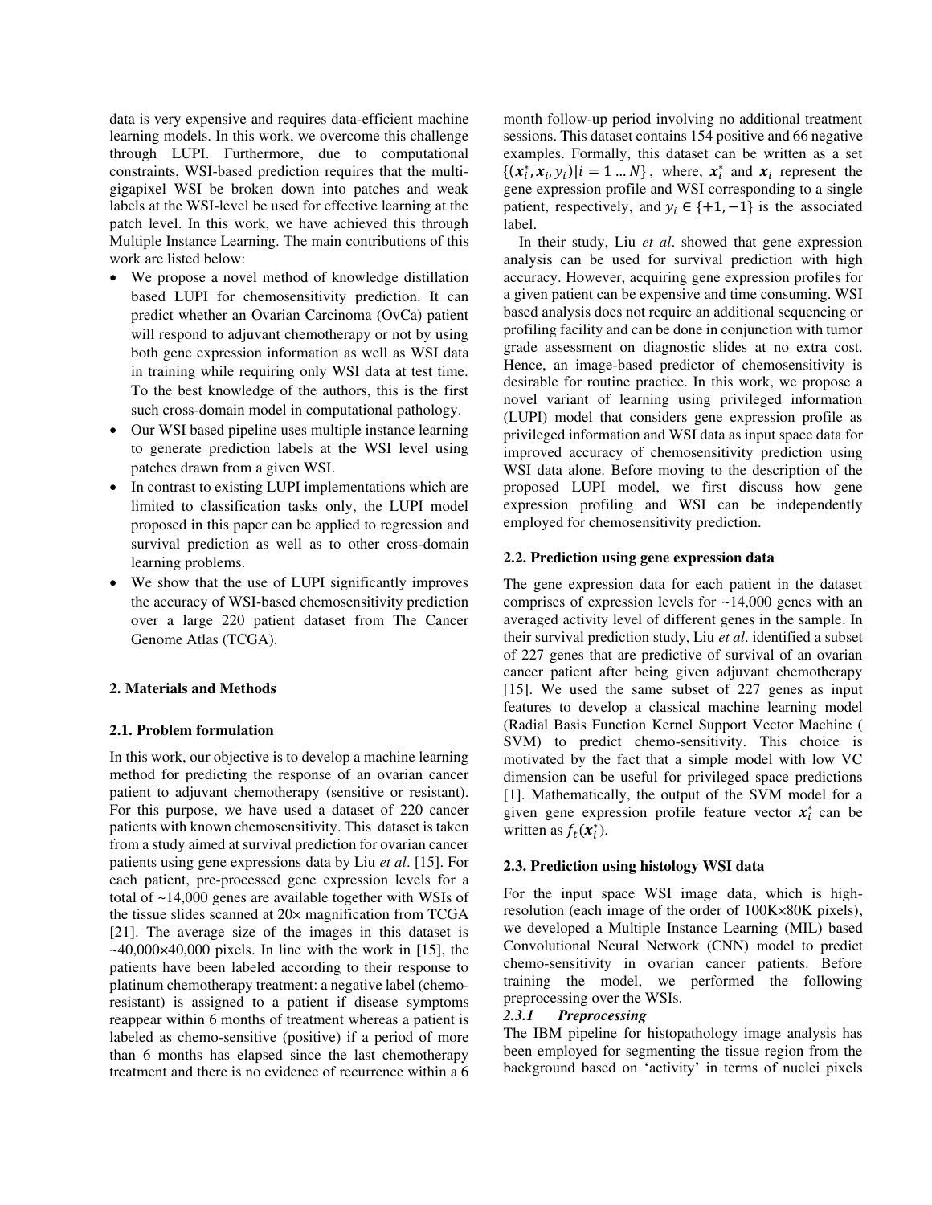data is very expensive and requires data-efficient machine learning models. In this work, we overcome this challenge through LUPI. Furthermore, due to computational constraints, WSI-based prediction requires that the multi-gigapixel WSI be broken down into patches and weak labels at the WSI-level be used for effective learning at the patch level. In this work, we have achieved this through Multiple Instance Learning. The main contributions of this work are listed below:

- We propose a novel method of knowledge distillation based LUPI for chemosensitivity prediction. It can predict whether an Ovarian Carcinoma (OvCa) patient will respond to adjuvant chemotherapy or not by using both gene expression information as well as WSI data in training while requiring only WSI data at test time. To the best knowledge of the authors, this is the first such cross-domain model in computational pathology.
- Our WSI based pipeline uses multiple instance learning to generate prediction labels at the WSI level using patches drawn from a given WSI.
- In contrast to existing LUPI implementations which are limited to classification tasks only, the LUPI model proposed in this paper can be applied to regression and survival prediction as well as to other cross-domain learning problems.
- We show that the use of LUPI significantly improves the accuracy of WSI-based chemosensitivity prediction over a large 220 patient dataset from The Cancer Genome Atlas (TCGA).

## 2. Materials and Methods

### 2.1. Problem formulation

In this work, our objective is to develop a machine learning method for predicting the response of an ovarian cancer patient to adjuvant chemotherapy (sensitive or resistant). For this purpose, we have used a dataset of 220 cancer patients with known chemosensitivity. This dataset is taken from a study aimed at survival prediction for ovarian cancer patients using gene expressions data by Liu *et al*. [15]. For each patient, pre-processed gene expression levels for a total of ~14,000 genes are available together with WSIs of the tissue slides scanned at 20× magnification from TCGA [21]. The average size of the images in this dataset is ~40,000×40,000 pixels. In line with the work in [15], the patients have been labeled according to their response to platinum chemotherapy treatment: a negative label (chemo-resistant) is assigned to a patient if disease symptoms reappear within 6 months of treatment whereas a patient is labeled as chemo-sensitive (positive) if a period of more than 6 months has elapsed since the last chemotherapy treatment and there is no evidence of recurrence within a 6 month follow-up period involving no additional treatment sessions. This dataset contains 154 positive and 66 negative examples. Formally, this dataset can be written as a set $\{(\boldsymbol{x}_i^*, \boldsymbol{x}_i, y_i) | i = 1 \dots N\}$, where, $\boldsymbol{x}_i^*$ and $\boldsymbol{x}_i$ represent the gene expression profile and WSI corresponding to a single patient, respectively, and $y_i \in \{+1, -1\}$ is the associated label.

In their study, Liu *et al*. showed that gene expression analysis can be used for survival prediction with high accuracy. However, acquiring gene expression profiles for a given patient can be expensive and time consuming. WSI based analysis does not require an additional sequencing or profiling facility and can be done in conjunction with tumor grade assessment on diagnostic slides at no extra cost. Hence, an image-based predictor of chemosensitivity is desirable for routine practice. In this work, we propose a novel variant of learning using privileged information (LUPI) model that considers gene expression profile as privileged information and WSI data as input space data for improved accuracy of chemosensitivity prediction using WSI data alone. Before moving to the description of the proposed LUPI model, we first discuss how gene expression profiling and WSI can be independently employed for chemosensitivity prediction.

### 2.2. Prediction using gene expression data

The gene expression data for each patient in the dataset comprises of expression levels for ~14,000 genes with an averaged activity level of different genes in the sample. In their survival prediction study, Liu *et al*. identified a subset of 227 genes that are predictive of survival of an ovarian cancer patient after being given adjuvant chemotherapy [15]. We used the same subset of 227 genes as input features to develop a classical machine learning model (Radial Basis Function Kernel Support Vector Machine ( SVM) to predict chemo-sensitivity. This choice is motivated by the fact that a simple model with low VC dimension can be useful for privileged space predictions [1]. Mathematically, the output of the SVM model for a given gene expression profile feature vector $\boldsymbol{x}_i^*$ can be written as $f_t(\boldsymbol{x}_i^*)$.

### 2.3. Prediction using histology WSI data

For the input space WSI image data, which is high-resolution (each image of the order of 100K×80K pixels), we developed a Multiple Instance Learning (MIL) based Convolutional Neural Network (CNN) model to predict chemo-sensitivity in ovarian cancer patients. Before training the model, we performed the following preprocessing over the WSIs.

#### *2.3.1 Preprocessing*

The IBM pipeline for histopathology image analysis has been employed for segmenting the tissue region from the background based on 'activity' in terms of nuclei pixels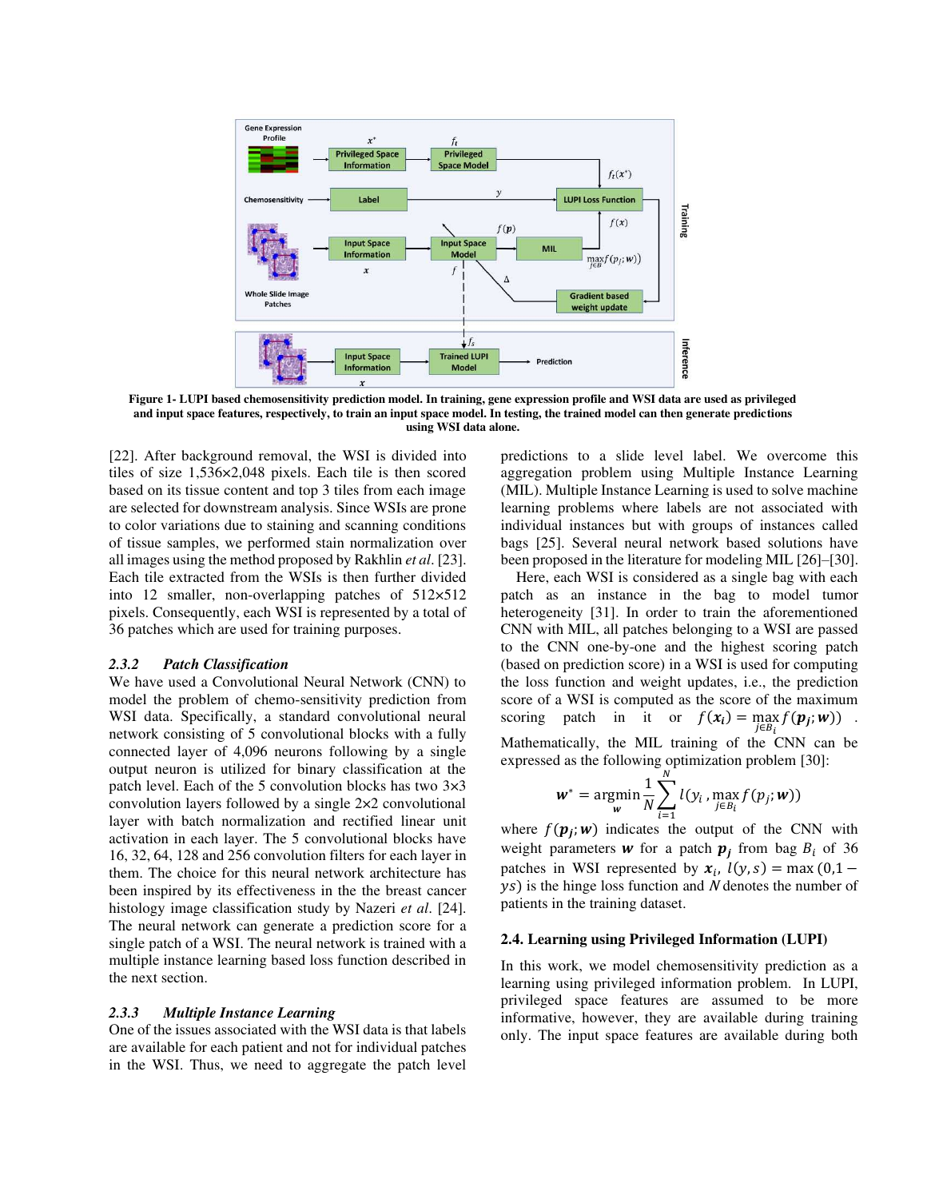Figure 1- LUPI based chemosensitivity prediction model. In training, gene expression profile and WSI data are used as privileged and input space features, respectively, to train an input space model. In testing, the trained model can then generate predictions using WSI data alone.

[22]. After background removal, the WSI is divided into tiles of size 1,536×2,048 pixels. Each tile is then scored based on its tissue content and top 3 tiles from each image are selected for downstream analysis. Since WSIs are prone to color variations due to staining and scanning conditions of tissue samples, we performed stain normalization over all images using the method proposed by Rakhlin *et al*. [23]. Each tile extracted from the WSIs is then further divided into 12 smaller, non-overlapping patches of 512×512 pixels. Consequently, each WSI is represented by a total of 36 patches which are used for training purposes.

### *2.3.2 Patch Classification*

We have used a Convolutional Neural Network (CNN) to model the problem of chemo-sensitivity prediction from WSI data. Specifically, a standard convolutional neural network consisting of 5 convolutional blocks with a fully connected layer of 4,096 neurons following by a single output neuron is utilized for binary classification at the patch level. Each of the 5 convolution blocks has two 3×3 convolution layers followed by a single 2×2 convolutional layer with batch normalization and rectified linear unit activation in each layer. The 5 convolutional blocks have 16, 32, 64, 128 and 256 convolution filters for each layer in them. The choice for this neural network architecture has been inspired by its effectiveness in the the breast cancer histology image classification study by Nazeri *et al*. [24]. The neural network can generate a prediction score for a single patch of a WSI. The neural network is trained with a multiple instance learning based loss function described in the next section.

### *2.3.3 Multiple Instance Learning*

One of the issues associated with the WSI data is that labels are available for each patient and not for individual patches in the WSI. Thus, we need to aggregate the patch level predictions to a slide level label. We overcome this aggregation problem using Multiple Instance Learning (MIL). Multiple Instance Learning is used to solve machine learning problems where labels are not associated with individual instances but with groups of instances called bags [25]. Several neural network based solutions have been proposed in the literature for modeling MIL [26]–[30].

Here, each WSI is considered as a single bag with each patch as an instance in the bag to model tumor heterogeneity [31]. In order to train the aforementioned CNN with MIL, all patches belonging to a WSI are passed to the CNN one-by-one and the highest scoring patch (based on prediction score) in a WSI is used for computing the loss function and weight updates, i.e., the prediction score of a WSI is computed as the score of the maximum scoring patch in it or $f(\boldsymbol{x_i}) = \max_{j \in B_i} f(\boldsymbol{p_j}; \boldsymbol{w})$ . Mathematically, the MIL training of the CNN can be expressed as the following optimization problem [30]:

$$\boldsymbol{w}^* = \underset{\boldsymbol{w}}{\operatorname{argmin}} \frac{1}{N} \sum_{i=1}^{N} l(y_i, \max_{j \in B_i} f(p_j; \boldsymbol{w}))$$

where $f(\boldsymbol{p_j}; \boldsymbol{w})$ indicates the output of the CNN with weight parameters $\boldsymbol{w}$ for a patch $\boldsymbol{p_j}$ from bag $B_i$ of 36 patches in WSI represented by $\boldsymbol{x}_i$, $l(y, s) = \max(0, 1 - ys)$ is the hinge loss function and $N$ denotes the number of patients in the training dataset.

## 2.4. Learning using Privileged Information (LUPI)

In this work, we model chemosensitivity prediction as a learning using privileged information problem. In LUPI, privileged space features are assumed to be more informative, however, they are available during training only. The input space features are available during both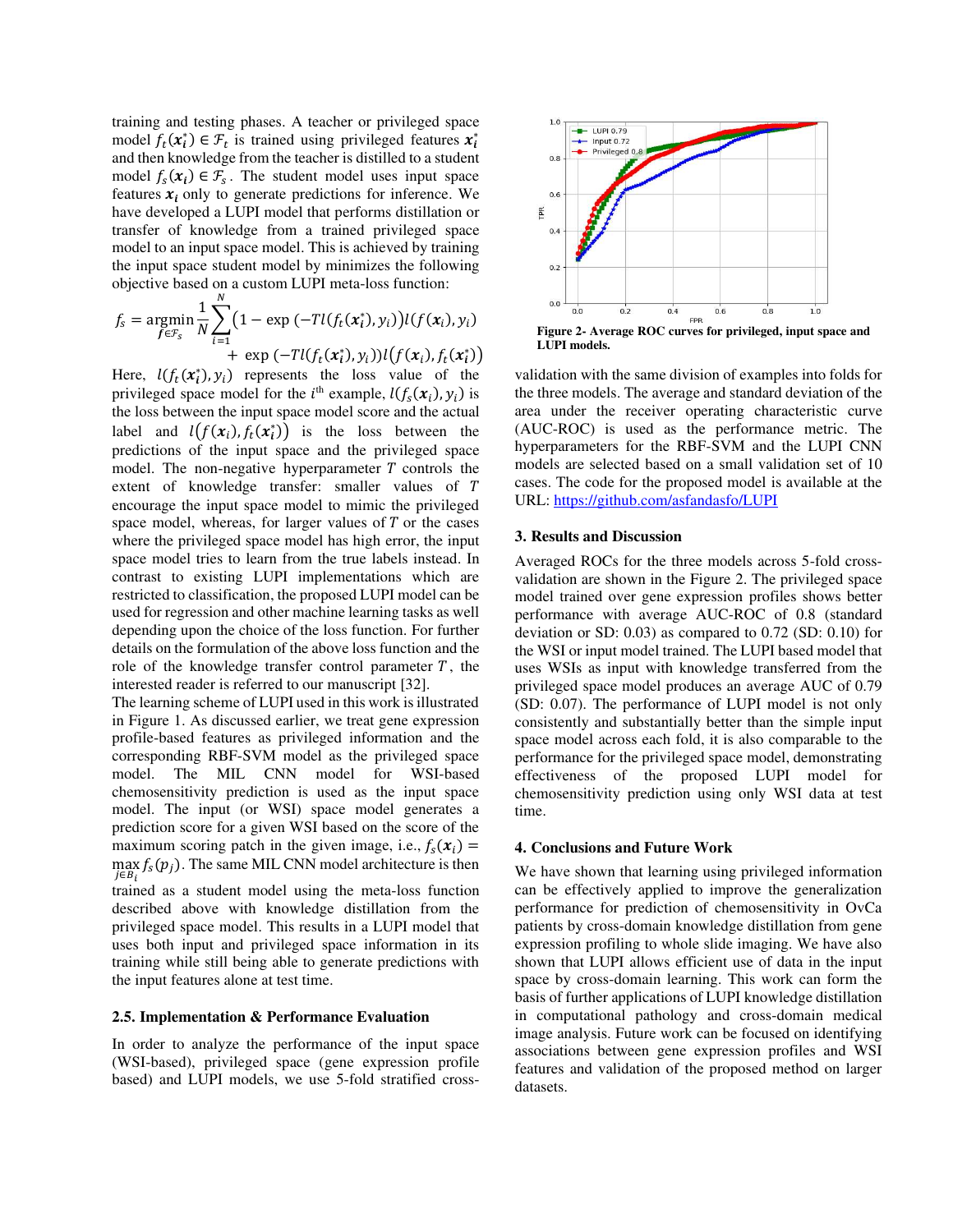training and testing phases. A teacher or privileged space model $f_t(\boldsymbol{x}_i^*) \in \mathcal{F}_t$ is trained using privileged features $\boldsymbol{x}_i^*$ and then knowledge from the teacher is distilled to a student model $f_s(\boldsymbol{x}_i) \in \mathcal{F}_s$. The student model uses input space features $\boldsymbol{x}_i$ only to generate predictions for inference. We have developed a LUPI model that performs distillation or transfer of knowledge from a trained privileged space model to an input space model. This is achieved by training the input space student model by minimizes the following objective based on a custom LUPI meta-loss function:

$$f_s = \underset{f \in \mathcal{F}_s}{\operatorname{argmin}} \frac{1}{N} \sum_{i=1}^{N} \left(1 - \exp\left(-Tl(f_t(\boldsymbol{x}_i^*), y_i)\right)\right) l(f(\boldsymbol{x}_i), y_i) + \exp\left(-Tl(f_t(\boldsymbol{x}_i^*), y_i)\right) l\left(f(\boldsymbol{x}_i), f_t(\boldsymbol{x}_i^*)\right)$$

Here, $l(f_t(\boldsymbol{x}_i^*), y_i)$ represents the loss value of the privileged space model for the $i^{th}$ example, $l(f_s(\boldsymbol{x}_i), y_i)$ is the loss between the input space model score and the actual label and $l\left(f(\boldsymbol{x}_i), f_t(\boldsymbol{x}_i^*)\right)$ is the loss between the predictions of the input space and the privileged space model. The non-negative hyperparameter $T$ controls the extent of knowledge transfer: smaller values of $T$ encourage the input space model to mimic the privileged space model, whereas, for larger values of $T$ or the cases where the privileged space model has high error, the input space model tries to learn from the true labels instead. In contrast to existing LUPI implementations which are restricted to classification, the proposed LUPI model can be used for regression and other machine learning tasks as well depending upon the choice of the loss function. For further details on the formulation of the above loss function and the role of the knowledge transfer control parameter $T$, the interested reader is referred to our manuscript [32].

The learning scheme of LUPI used in this work is illustrated in Figure 1. As discussed earlier, we treat gene expression profile-based features as privileged information and the corresponding RBF-SVM model as the privileged space model. The MIL CNN model for WSI-based chemosensitivity prediction is used as the input space model. The input (or WSI) space model generates a prediction score for a given WSI based on the score of the maximum scoring patch in the given image, i.e., $f_s(\boldsymbol{x}_i) = \max_{j \in B_i} f_s(p_j)$. The same MIL CNN model architecture is then trained as a student model using the meta-loss function described above with knowledge distillation from the privileged space model. This results in a LUPI model that uses both input and privileged space information in its training while still being able to generate predictions with the input features alone at test time.

### 2.5. Implementation & Performance Evaluation

In order to analyze the performance of the input space (WSI-based), privileged space (gene expression profile based) and LUPI models, we use 5-fold stratified cross-validation with the same division of examples into folds for the three models. The average and standard deviation of the area under the receiver operating characteristic curve (AUC-ROC) is used as the performance metric. The hyperparameters for the RBF-SVM and the LUPI CNN models are selected based on a small validation set of 10 cases. The code for the proposed model is available at the URL: https://github.com/asfandasfo/LUPI

**Figure 2- Average ROC curves for privileged, input space and LUPI models.**

## 3. Results and Discussion

Averaged ROCs for the three models across 5-fold cross-validation are shown in the Figure 2. The privileged space model trained over gene expression profiles shows better performance with average AUC-ROC of 0.8 (standard deviation or SD: 0.03) as compared to 0.72 (SD: 0.10) for the WSI or input model trained. The LUPI based model that uses WSIs as input with knowledge transferred from the privileged space model produces an average AUC of 0.79 (SD: 0.07). The performance of LUPI model is not only consistently and substantially better than the simple input space model across each fold, it is also comparable to the performance for the privileged space model, demonstrating effectiveness of the proposed LUPI model for chemosensitivity prediction using only WSI data at test time.

## 4. Conclusions and Future Work

We have shown that learning using privileged information can be effectively applied to improve the generalization performance for prediction of chemosensitivity in OvCa patients by cross-domain knowledge distillation from gene expression profiling to whole slide imaging. We have also shown that LUPI allows efficient use of data in the input space by cross-domain learning. This work can form the basis of further applications of LUPI knowledge distillation in computational pathology and cross-domain medical image analysis. Future work can be focused on identifying associations between gene expression profiles and WSI features and validation of the proposed method on larger datasets.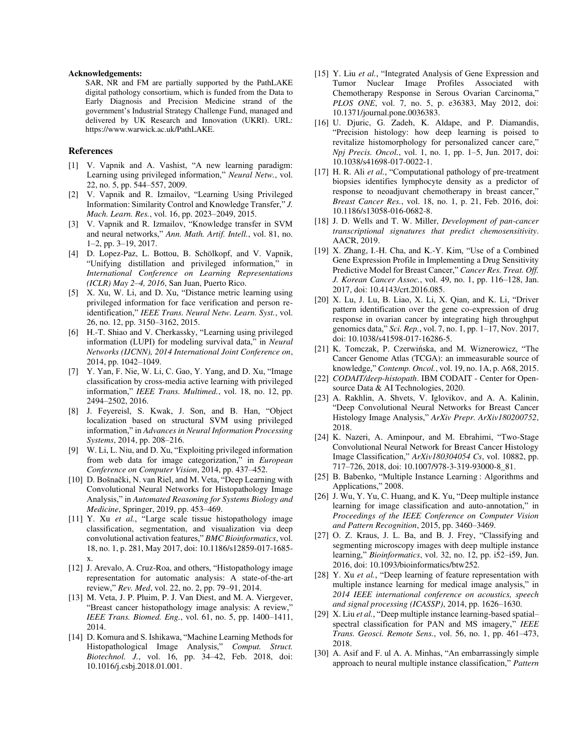**Acknowledgements:**

SAR, NR and FM are partially supported by the PathLAKE digital pathology consortium, which is funded from the Data to Early Diagnosis and Precision Medicine strand of the government's Industrial Strategy Challenge Fund, managed and delivered by UK Research and Innovation (UKRI). URL: https://www.warwick.ac.uk/PathLAKE.

## References

[1] V. Vapnik and A. Vashist, "A new learning paradigm: Learning using privileged information," *Neural Netw.*, vol. 22, no. 5, pp. 544–557, 2009.

[2] V. Vapnik and R. Izmailov, "Learning Using Privileged Information: Similarity Control and Knowledge Transfer," *J. Mach. Learn. Res.*, vol. 16, pp. 2023–2049, 2015.

[3] V. Vapnik and R. Izmailov, "Knowledge transfer in SVM and neural networks," *Ann. Math. Artif. Intell.*, vol. 81, no. 1–2, pp. 3–19, 2017.

[4] D. Lopez-Paz, L. Bottou, B. Schölkopf, and V. Vapnik, "Unifying distillation and privileged information," in *International Conference on Learning Representations (ICLR) May 2–4, 2016*, San Juan, Puerto Rico.

[5] X. Xu, W. Li, and D. Xu, "Distance metric learning using privileged information for face verification and person re-identification," *IEEE Trans. Neural Netw. Learn. Syst.*, vol. 26, no. 12, pp. 3150–3162, 2015.

[6] H.-T. Shiao and V. Cherkassky, "Learning using privileged information (LUPI) for modeling survival data," in *Neural Networks (IJCNN), 2014 International Joint Conference on*, 2014, pp. 1042–1049.

[7] Y. Yan, F. Nie, W. Li, C. Gao, Y. Yang, and D. Xu, "Image classification by cross-media active learning with privileged information," *IEEE Trans. Multimed.*, vol. 18, no. 12, pp. 2494–2502, 2016.

[8] J. Feyereisl, S. Kwak, J. Son, and B. Han, "Object localization based on structural SVM using privileged information," in *Advances in Neural Information Processing Systems*, 2014, pp. 208–216.

[9] W. Li, L. Niu, and D. Xu, "Exploiting privileged information from web data for image categorization," in *European Conference on Computer Vision*, 2014, pp. 437–452.

[10] D. Bošnački, N. van Riel, and M. Veta, "Deep Learning with Convolutional Neural Networks for Histopathology Image Analysis," in *Automated Reasoning for Systems Biology and Medicine*, Springer, 2019, pp. 453–469.

[11] Y. Xu *et al.*, "Large scale tissue histopathology image classification, segmentation, and visualization via deep convolutional activation features," *BMC Bioinformatics*, vol. 18, no. 1, p. 281, May 2017, doi: 10.1186/s12859-017-1685-x.

[12] J. Arevalo, A. Cruz-Roa, and others, "Histopathology image representation for automatic analysis: A state-of-the-art review," *Rev. Med*, vol. 22, no. 2, pp. 79–91, 2014.

[13] M. Veta, J. P. Pluim, P. J. Van Diest, and M. A. Viergever, "Breast cancer histopathology image analysis: A review," *IEEE Trans. Biomed. Eng.*, vol. 61, no. 5, pp. 1400–1411, 2014.

[14] D. Komura and S. Ishikawa, "Machine Learning Methods for Histopathological Image Analysis," *Comput. Struct. Biotechnol. J.*, vol. 16, pp. 34–42, Feb. 2018, doi: 10.1016/j.csbj.2018.01.001.

[15] Y. Liu *et al.*, "Integrated Analysis of Gene Expression and Tumor Nuclear Image Profiles Associated with Chemotherapy Response in Serous Ovarian Carcinoma," *PLOS ONE*, vol. 7, no. 5, p. e36383, May 2012, doi: 10.1371/journal.pone.0036383.

[16] U. Djuric, G. Zadeh, K. Aldape, and P. Diamandis, "Precision histology: how deep learning is poised to revitalize histomorphology for personalized cancer care," *Npj Precis. Oncol.*, vol. 1, no. 1, pp. 1–5, Jun. 2017, doi: 10.1038/s41698-017-0022-1.

[17] H. R. Ali *et al.*, "Computational pathology of pre-treatment biopsies identifies lymphocyte density as a predictor of response to neoadjuvant chemotherapy in breast cancer," *Breast Cancer Res.*, vol. 18, no. 1, p. 21, Feb. 2016, doi: 10.1186/s13058-016-0682-8.

[18] J. D. Wells and T. W. Miller, *Development of pan-cancer transcriptional signatures that predict chemosensitivity*. AACR, 2019.

[19] X. Zhang, I.-H. Cha, and K.-Y. Kim, "Use of a Combined Gene Expression Profile in Implementing a Drug Sensitivity Predictive Model for Breast Cancer," *Cancer Res. Treat. Off. J. Korean Cancer Assoc.*, vol. 49, no. 1, pp. 116–128, Jan. 2017, doi: 10.4143/crt.2016.085.

[20] X. Lu, J. Lu, B. Liao, X. Li, X. Qian, and K. Li, "Driver pattern identification over the gene co-expression of drug response in ovarian cancer by integrating high throughput genomics data," *Sci. Rep.*, vol. 7, no. 1, pp. 1–17, Nov. 2017, doi: 10.1038/s41598-017-16286-5.

[21] K. Tomczak, P. Czerwińska, and M. Wiznerowicz, "The Cancer Genome Atlas (TCGA): an immeasurable source of knowledge," *Contemp. Oncol.*, vol. 19, no. 1A, p. A68, 2015.

[22] *CODAIT/deep-histopath*. IBM CODAIT - Center for Open-source Data & AI Technologies, 2020.

[23] A. Rakhlin, A. Shvets, V. Iglovikov, and A. A. Kalinin, "Deep Convolutional Neural Networks for Breast Cancer Histology Image Analysis," *ArXiv Prepr. ArXiv180200752*, 2018.

[24] K. Nazeri, A. Aminpour, and M. Ebrahimi, "Two-Stage Convolutional Neural Network for Breast Cancer Histology Image Classification," *ArXiv180304054 Cs*, vol. 10882, pp. 717–726, 2018, doi: 10.1007/978-3-319-93000-8_81.

[25] B. Babenko, "Multiple Instance Learning : Algorithms and Applications," 2008.

[26] J. Wu, Y. Yu, C. Huang, and K. Yu, "Deep multiple instance learning for image classification and auto-annotation," in *Proceedings of the IEEE Conference on Computer Vision and Pattern Recognition*, 2015, pp. 3460–3469.

[27] O. Z. Kraus, J. L. Ba, and B. J. Frey, "Classifying and segmenting microscopy images with deep multiple instance learning," *Bioinformatics*, vol. 32, no. 12, pp. i52–i59, Jun. 2016, doi: 10.1093/bioinformatics/btw252.

[28] Y. Xu *et al.*, "Deep learning of feature representation with multiple instance learning for medical image analysis," in *2014 IEEE international conference on acoustics, speech and signal processing (ICASSP)*, 2014, pp. 1626–1630.

[29] X. Liu *et al.*, "Deep multiple instance learning-based spatial–spectral classification for PAN and MS imagery," *IEEE Trans. Geosci. Remote Sens.*, vol. 56, no. 1, pp. 461–473, 2018.

[30] A. Asif and F. ul A. A. Minhas, "An embarrassingly simple approach to neural multiple instance classification," *Pattern*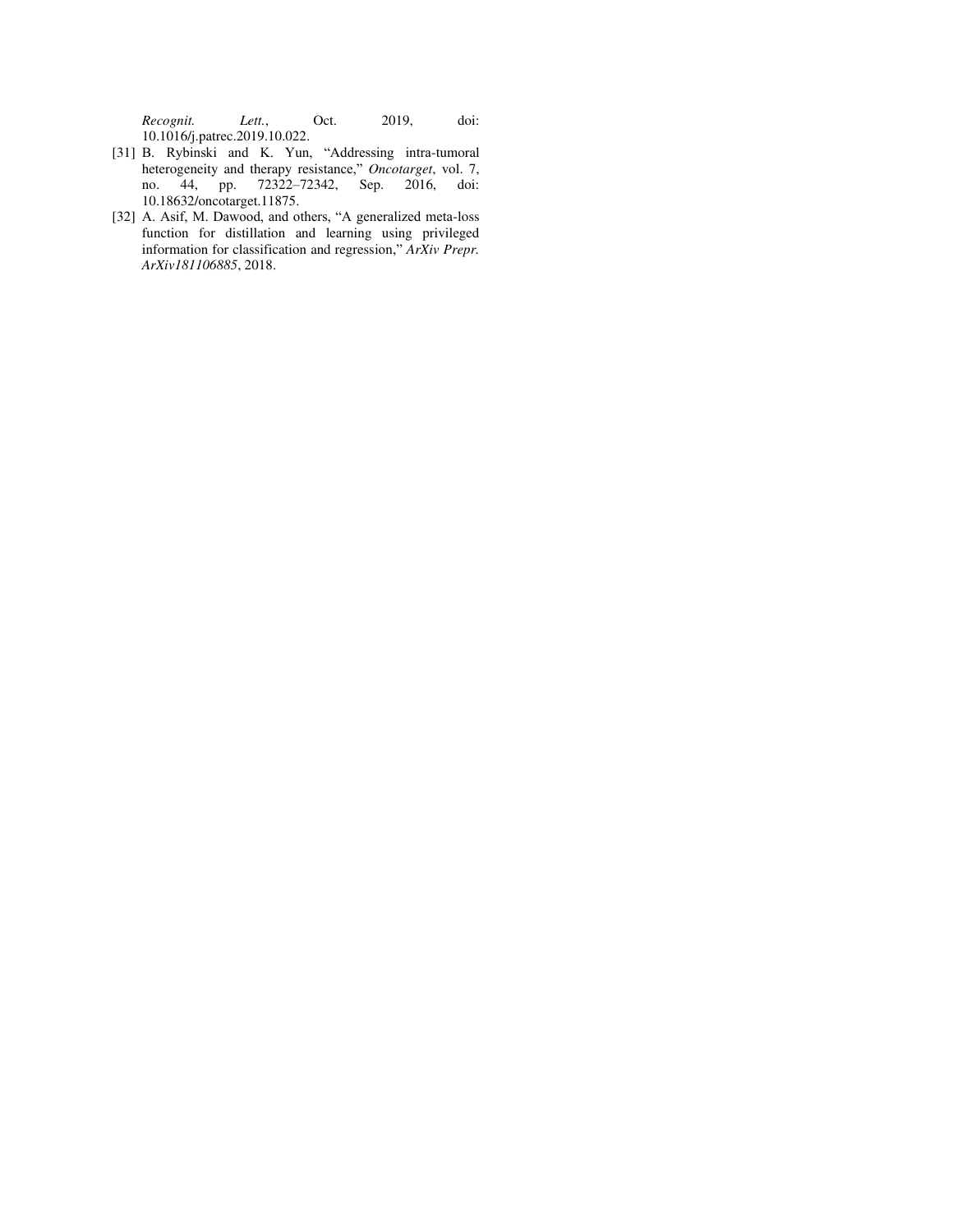*Recognit. Lett.*, Oct. 2019, doi: 10.1016/j.patrec.2019.10.022.

[31] B. Rybinski and K. Yun, "Addressing intra-tumoral heterogeneity and therapy resistance," *Oncotarget*, vol. 7, no. 44, pp. 72322–72342, Sep. 2016, doi: 10.18632/oncotarget.11875.

[32] A. Asif, M. Dawood, and others, "A generalized meta-loss function for distillation and learning using privileged information for classification and regression," *ArXiv Prepr. ArXiv181106885*, 2018.